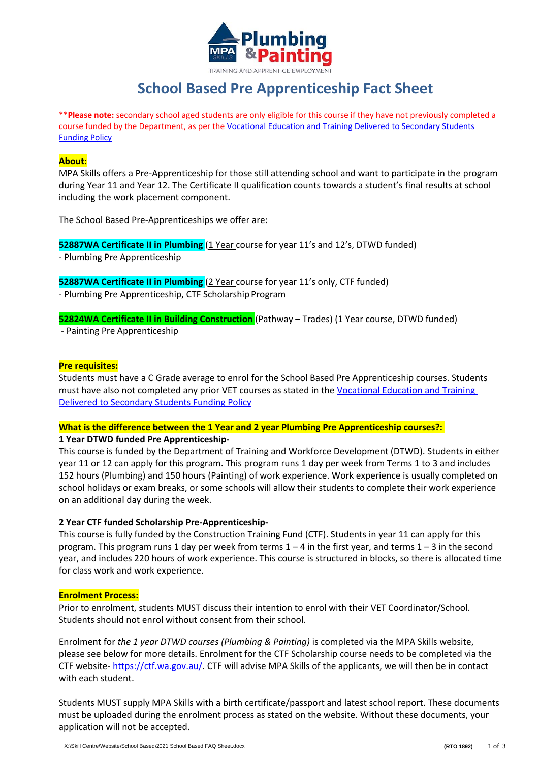# School Based Pre Apprenticeship Fact Sheet

****Please note:** secondary school aged students are only eligible for this course if they have not previously completed a course funded by the Department, as per the Vocational Education and Training Delivered to Secondary Students Funding Policy

**About:**

MPA Skills offers a Pre-Apprenticeship for those still attending school and want to participate in the program during Year 11 and Year 12. The Certificate II qualification counts towards a student's final results at school including the work placement component.

The School Based Pre-Apprenticeships we offer are:

**52887WA Certificate II in Plumbing** (1 Year course for year 11's and 12's, DTWD funded)
- Plumbing Pre Apprenticeship

**52887WA Certificate II in Plumbing** (2 Year course for year 11's only, CTF funded)
- Plumbing Pre Apprenticeship, CTF Scholarship Program

**52824WA Certificate II in Building Construction** (Pathway – Trades) (1 Year course, DTWD funded)
- Painting Pre Apprenticeship

**Pre requisites:**

Students must have a C Grade average to enrol for the School Based Pre Apprenticeship courses. Students must have also not completed any prior VET courses as stated in the Vocational Education and Training Delivered to Secondary Students Funding Policy

**What is the difference between the 1 Year and 2 year Plumbing Pre Apprenticeship courses?:**

**1 Year DTWD funded Pre Apprenticeship-**

This course is funded by the Department of Training and Workforce Development (DTWD). Students in either year 11 or 12 can apply for this program. This program runs 1 day per week from Terms 1 to 3 and includes 152 hours (Plumbing) and 150 hours (Painting) of work experience. Work experience is usually completed on school holidays or exam breaks, or some schools will allow their students to complete their work experience on an additional day during the week.

**2 Year CTF funded Scholarship Pre-Apprenticeship-**

This course is fully funded by the Construction Training Fund (CTF). Students in year 11 can apply for this program. This program runs 1 day per week from terms 1 – 4 in the first year, and terms 1 – 3 in the second year, and includes 220 hours of work experience. This course is structured in blocks, so there is allocated time for class work and work experience.

**Enrolment Process:**

Prior to enrolment, students MUST discuss their intention to enrol with their VET Coordinator/School. Students should not enrol without consent from their school.

Enrolment for *the 1 year DTWD courses (Plumbing & Painting)* is completed via the MPA Skills website, please see below for more details. Enrolment for the CTF Scholarship course needs to be completed via the CTF website- https://ctf.wa.gov.au/. CTF will advise MPA Skills of the applicants, we will then be in contact with each student.

Students MUST supply MPA Skills with a birth certificate/passport and latest school report. These documents must be uploaded during the enrolment process as stated on the website. Without these documents, your application will not be accepted.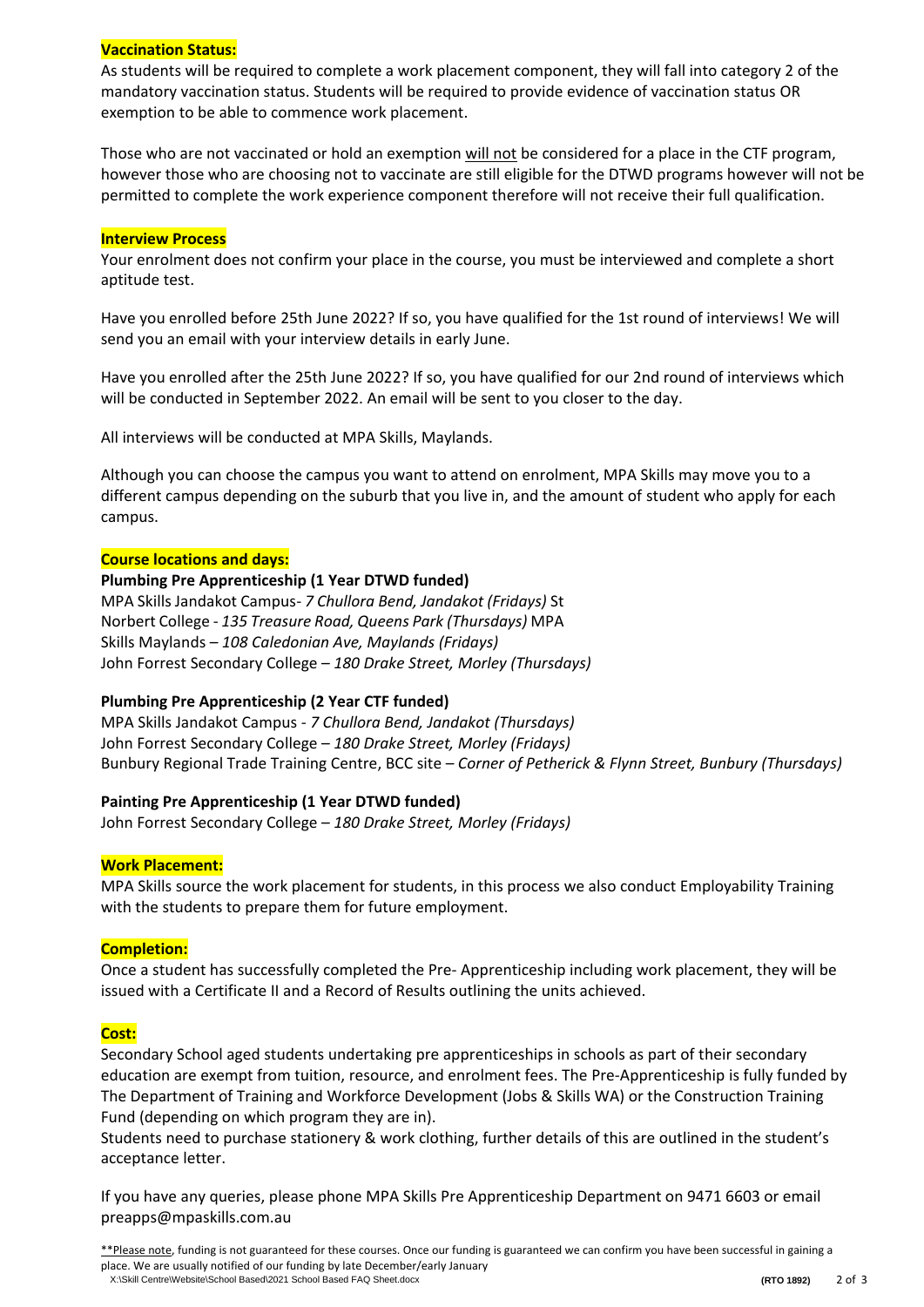**Vaccination Status:**

As students will be required to complete a work placement component, they will fall into category 2 of the mandatory vaccination status. Students will be required to provide evidence of vaccination status OR exemption to be able to commence work placement.

Those who are not vaccinated or hold an exemption will not be considered for a place in the CTF program, however those who are choosing not to vaccinate are still eligible for the DTWD programs however will not be permitted to complete the work experience component therefore will not receive their full qualification.

**Interview Process**

Your enrolment does not confirm your place in the course, you must be interviewed and complete a short aptitude test.

Have you enrolled before 25th June 2022? If so, you have qualified for the 1st round of interviews! We will send you an email with your interview details in early June.

Have you enrolled after the 25th June 2022? If so, you have qualified for our 2nd round of interviews which will be conducted in September 2022. An email will be sent to you closer to the day.

All interviews will be conducted at MPA Skills, Maylands.

Although you can choose the campus you want to attend on enrolment, MPA Skills may move you to a different campus depending on the suburb that you live in, and the amount of student who apply for each campus.

**Course locations and days:**

**Plumbing Pre Apprenticeship (1 Year DTWD funded)**

MPA Skills Jandakot Campus- *7 Chullora Bend, Jandakot (Fridays)*
St Norbert College - *135 Treasure Road, Queens Park (Thursdays)*
MPA Skills Maylands – *108 Caledonian Ave, Maylands (Fridays)*
John Forrest Secondary College – *180 Drake Street, Morley (Thursdays)*

**Plumbing Pre Apprenticeship (2 Year CTF funded)**

MPA Skills Jandakot Campus - *7 Chullora Bend, Jandakot (Thursdays)*
John Forrest Secondary College – *180 Drake Street, Morley (Fridays)*
Bunbury Regional Trade Training Centre, BCC site – *Corner of Petherick & Flynn Street, Bunbury (Thursdays)*

**Painting Pre Apprenticeship (1 Year DTWD funded)**

John Forrest Secondary College – *180 Drake Street, Morley (Fridays)*

**Work Placement:**

MPA Skills source the work placement for students, in this process we also conduct Employability Training with the students to prepare them for future employment.

**Completion:**

Once a student has successfully completed the Pre- Apprenticeship including work placement, they will be issued with a Certificate II and a Record of Results outlining the units achieved.

**Cost:**

Secondary School aged students undertaking pre apprenticeships in schools as part of their secondary education are exempt from tuition, resource, and enrolment fees. The Pre-Apprenticeship is fully funded by The Department of Training and Workforce Development (Jobs & Skills WA) or the Construction Training Fund (depending on which program they are in).

Students need to purchase stationery & work clothing, further details of this are outlined in the student's acceptance letter.

If you have any queries, please phone MPA Skills Pre Apprenticeship Department on 9471 6603 or email preapps@mpaskills.com.au

**Please note, funding is not guaranteed for these courses. Once our funding is guaranteed we can confirm you have been successful in gaining a place. We are usually notified of our funding by late December/early January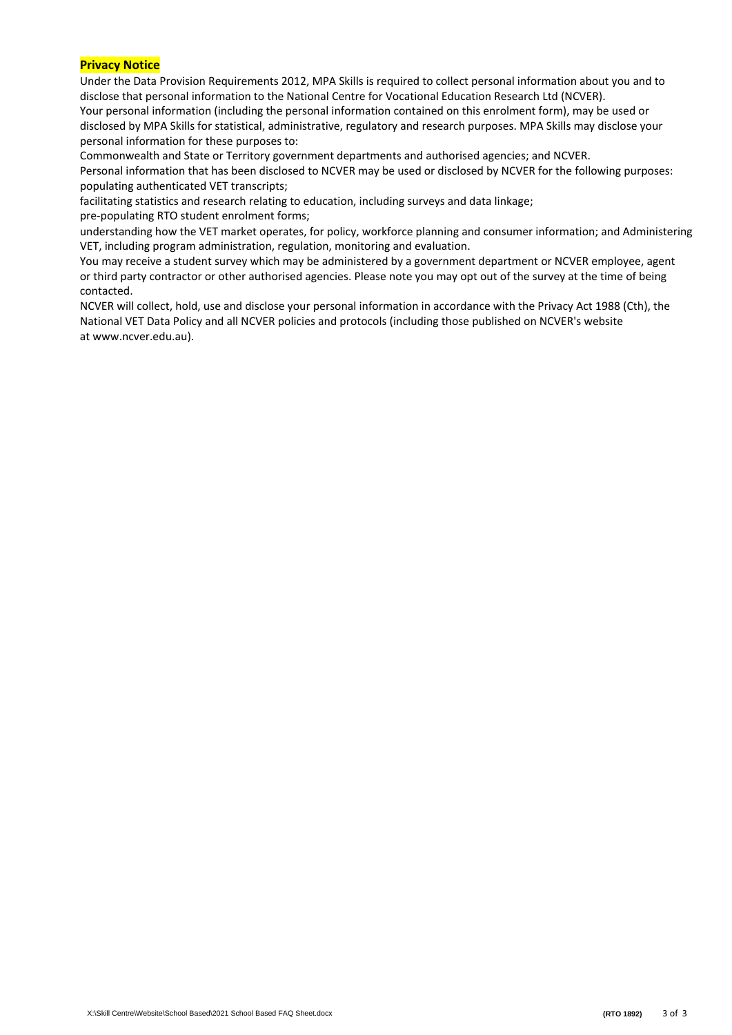**Privacy Notice**

Under the Data Provision Requirements 2012, MPA Skills is required to collect personal information about you and to disclose that personal information to the National Centre for Vocational Education Research Ltd (NCVER).

Your personal information (including the personal information contained on this enrolment form), may be used or disclosed by MPA Skills for statistical, administrative, regulatory and research purposes. MPA Skills may disclose your personal information for these purposes to:

Commonwealth and State or Territory government departments and authorised agencies; and NCVER.

Personal information that has been disclosed to NCVER may be used or disclosed by NCVER for the following purposes:

populating authenticated VET transcripts;

facilitating statistics and research relating to education, including surveys and data linkage;

pre-populating RTO student enrolment forms;

understanding how the VET market operates, for policy, workforce planning and consumer information; and Administering VET, including program administration, regulation, monitoring and evaluation.

You may receive a student survey which may be administered by a government department or NCVER employee, agent or third party contractor or other authorised agencies. Please note you may opt out of the survey at the time of being contacted.

NCVER will collect, hold, use and disclose your personal information in accordance with the Privacy Act 1988 (Cth), the National VET Data Policy and all NCVER policies and protocols (including those published on NCVER's website at www.ncver.edu.au).